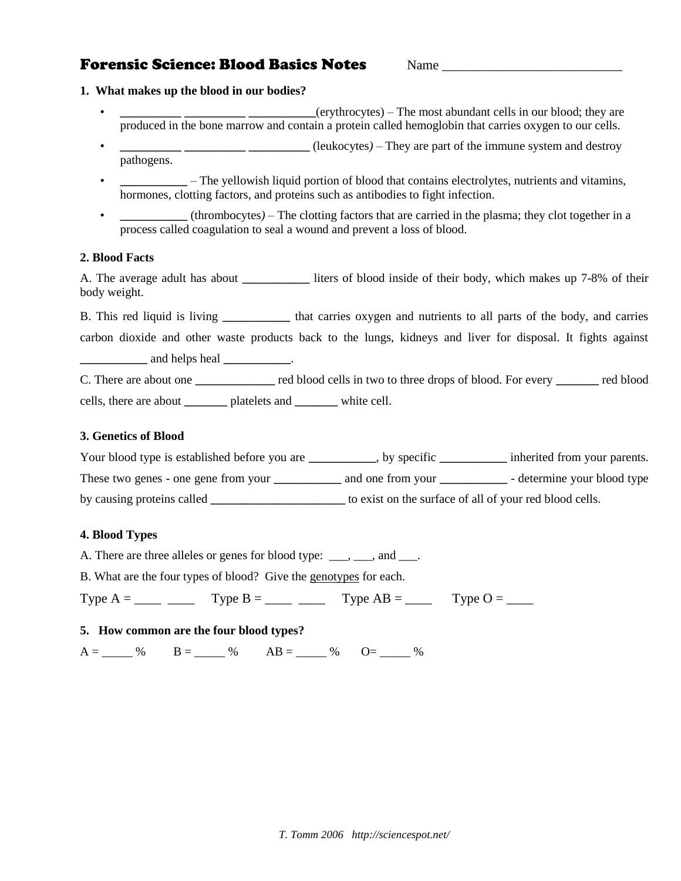# Forensic Science: Blood Basics Notes

Name ___________________________

**1. What makes up the blood in our bodies?**

- __________ __________ ___________(erythrocytes) – The most abundant cells in our blood; they are produced in the bone marrow and contain a protein called hemoglobin that carries oxygen to our cells.
- __________ __________ __________ (leukocytes) – They are part of the immune system and destroy pathogens.
- ___________ – The yellowish liquid portion of blood that contains electrolytes, nutrients and vitamins, hormones, clotting factors, and proteins such as antibodies to fight infection.
- ___________ (thrombocytes) – The clotting factors that are carried in the plasma; they clot together in a process called coagulation to seal a wound and prevent a loss of blood.

**2. Blood Facts**

A. The average adult has about ___________ liters of blood inside of their body, which makes up 7-8% of their body weight.

B. This red liquid is living ___________ that carries oxygen and nutrients to all parts of the body, and carries carbon dioxide and other waste products back to the lungs, kidneys and liver for disposal. It fights against ___________ and helps heal ___________.

C. There are about one _____________ red blood cells in two to three drops of blood. For every _______ red blood cells, there are about _______ platelets and _______ white cell.

**3. Genetics of Blood**

Your blood type is established before you are ___________, by specific ___________ inherited from your parents. These two genes - one gene from your ___________ and one from your ___________ - determine your blood type by causing proteins called ______________________ to exist on the surface of all of your red blood cells.

**4. Blood Types**

A. There are three alleles or genes for blood type: ___, ___, and ___.

B. What are the four types of blood? Give the genotypes for each.

Type A = ____ ____ Type B = ____ ____ Type AB = ____ Type O = ____

**5. How common are the four blood types?**

A = _____ % B = _____ % AB = _____ % O= _____ %

*T. Tomm 2006 http://sciencespot.net/*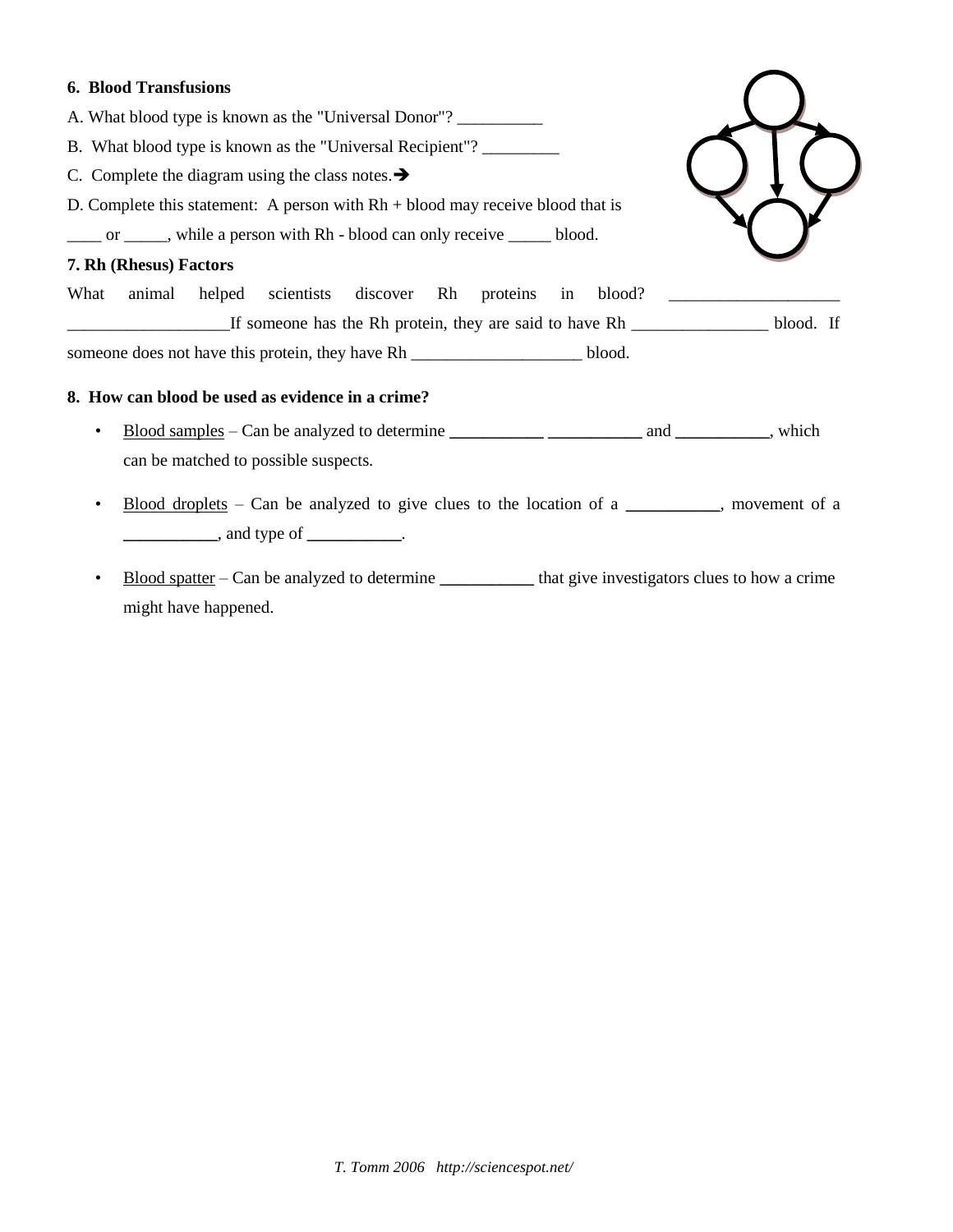**6. Blood Transfusions**

A. What blood type is known as the "Universal Donor"? __________

B. What blood type is known as the "Universal Recipient"? _________

C. Complete the diagram using the class notes.➔

D. Complete this statement: A person with Rh + blood may receive blood that is ____ or _____, while a person with Rh - blood can only receive _____ blood.

**7. Rh (Rhesus) Factors**

What animal helped scientists discover Rh proteins in blood? ____________________ ___________________If someone has the Rh protein, they are said to have Rh ________________ blood. If someone does not have this protein, they have Rh ____________________ blood.

**8. How can blood be used as evidence in a crime?**

- Blood samples – Can be analyzed to determine ___________ ___________ and ___________, which can be matched to possible suspects.
- Blood droplets – Can be analyzed to give clues to the location of a ___________, movement of a ___________, and type of ___________.
- Blood spatter – Can be analyzed to determine ___________ that give investigators clues to how a crime might have happened.

*T. Tomm 2006 http://sciencespot.net/*